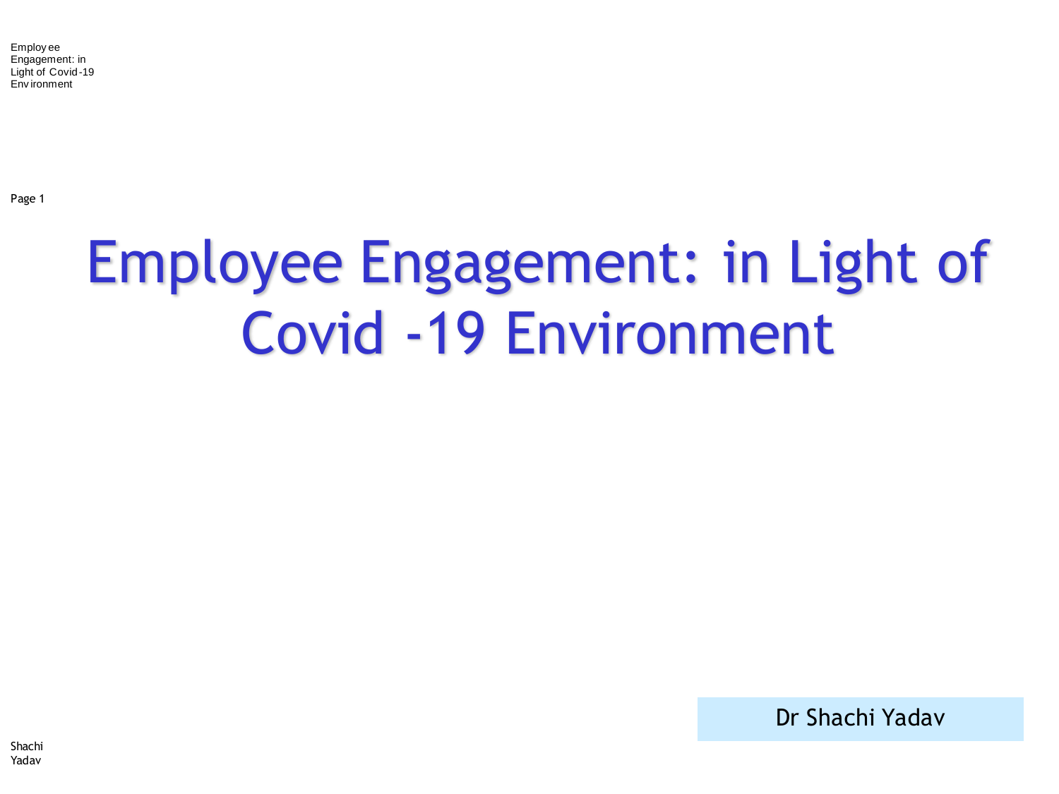# Employee Engagement: in Light of Covid -19 Environment

Dr Shachi Yadav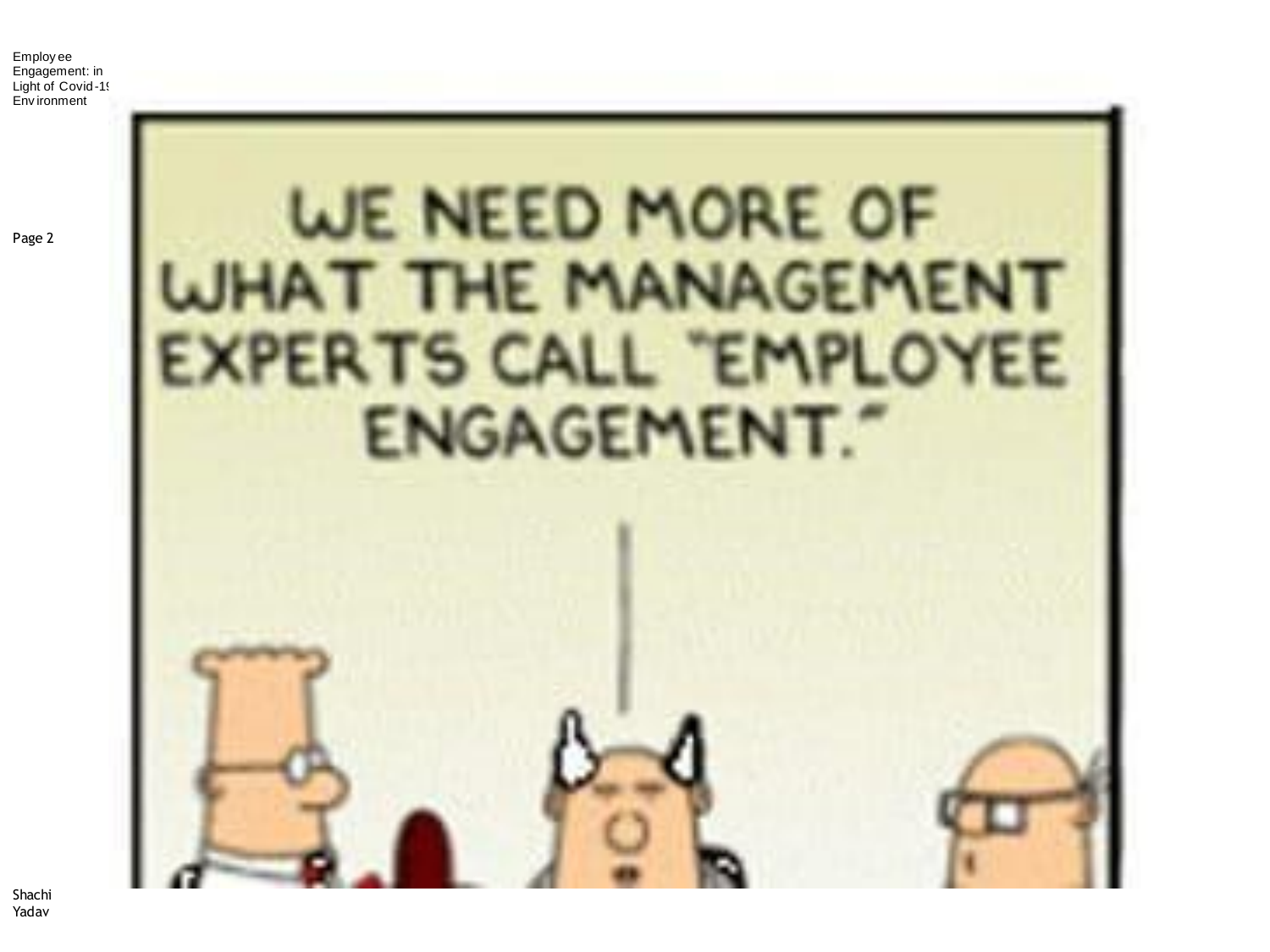WE NEED MORE OF WHAT THE MANAGEMENT EXPERTS CALL "EMPLOYEE ENGAGEMENT."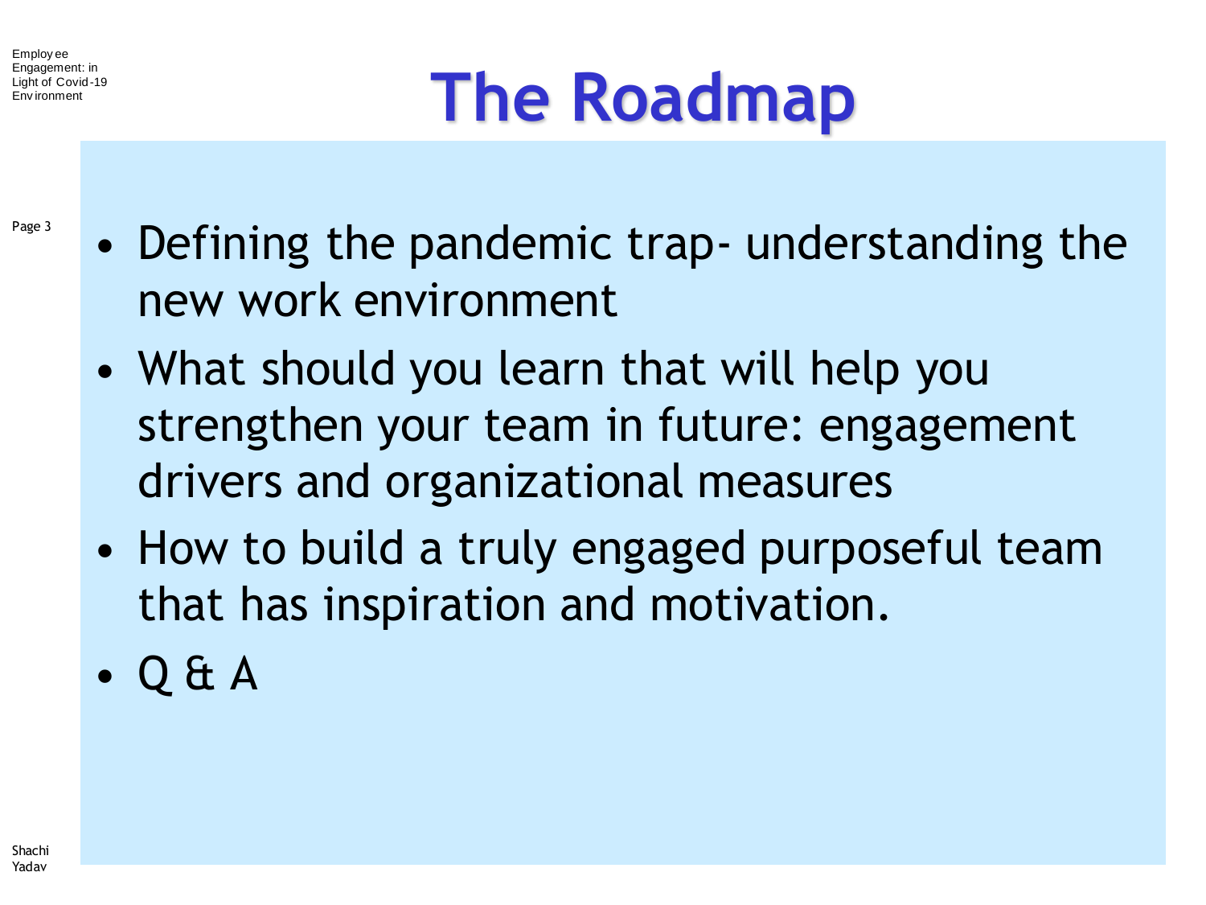# The Roadmap

- Defining the pandemic trap- understanding the new work environment
- What should you learn that will help you strengthen your team in future: engagement drivers and organizational measures
- How to build a truly engaged purposeful team that has inspiration and motivation.
- Q & A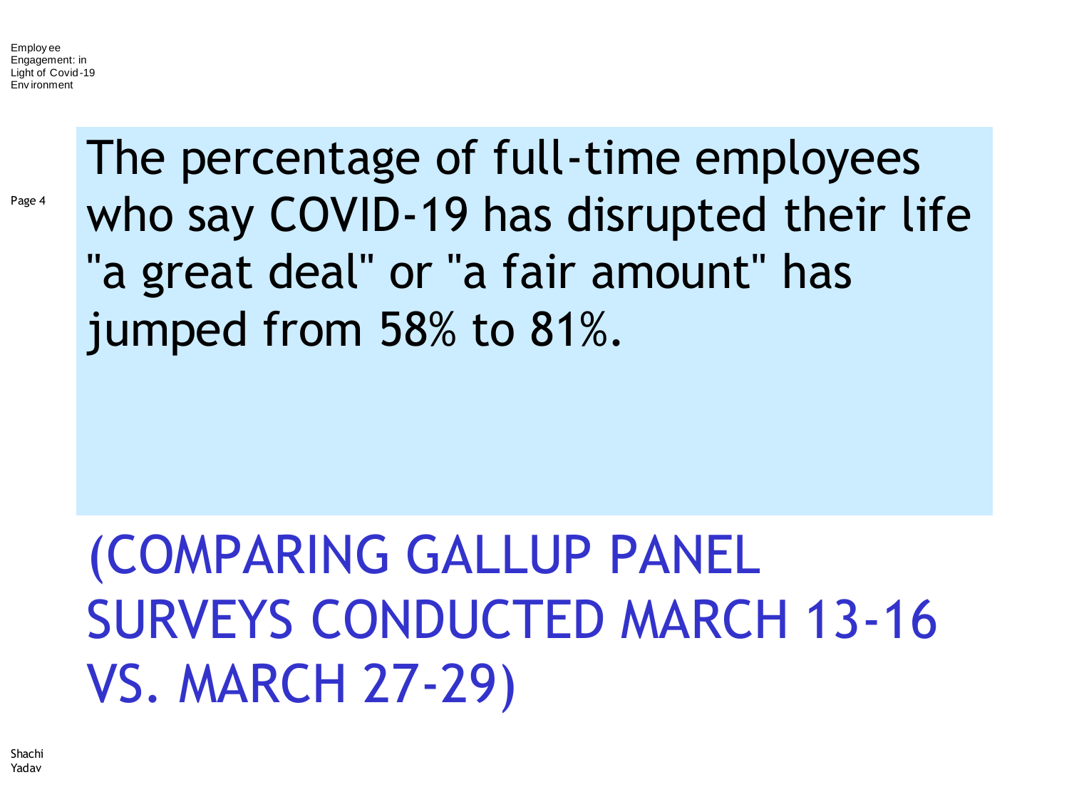The percentage of full-time employees who say COVID-19 has disrupted their life "a great deal" or "a fair amount" has jumped from 58% to 81%.

(COMPARING GALLUP PANEL SURVEYS CONDUCTED MARCH 13-16 VS. MARCH 27-29)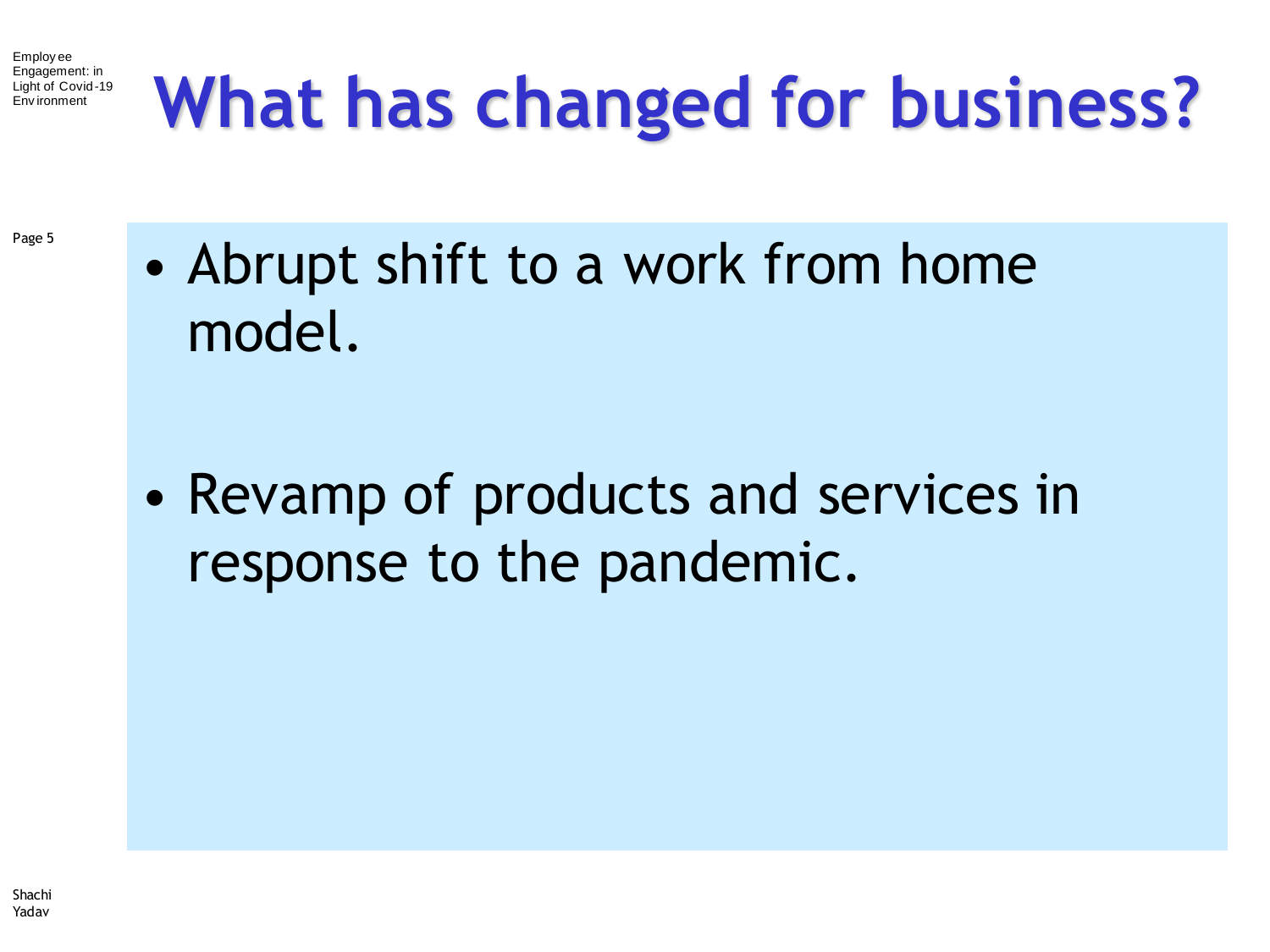# What has changed for business?

- Abrupt shift to a work from home model.

- Revamp of products and services in response to the pandemic.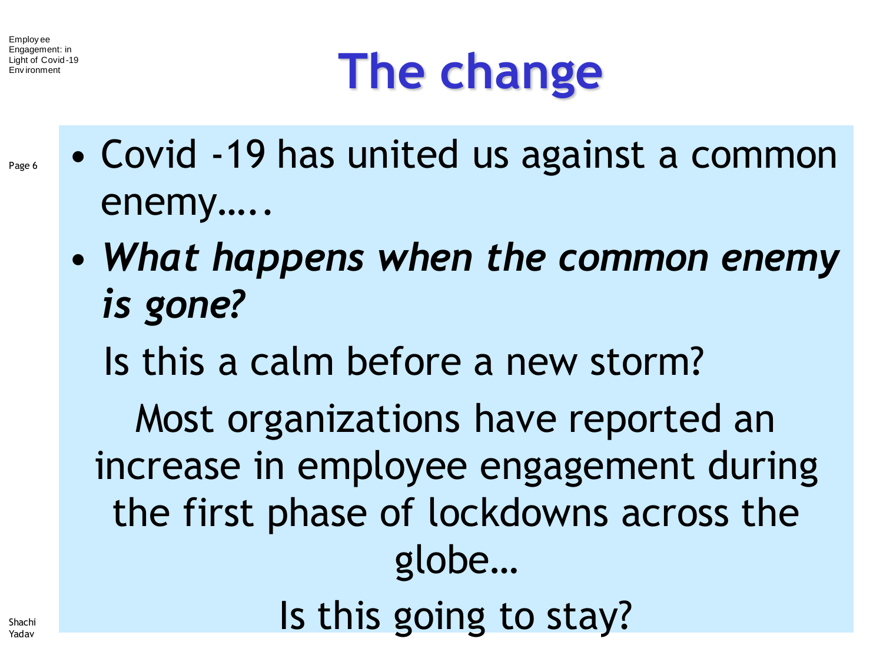# The change

- Covid -19 has united us against a common enemy…..
- ***What happens when the common enemy is gone?***

Is this a calm before a new storm?

Most organizations have reported an increase in employee engagement during the first phase of lockdowns across the globe…

Is this going to stay?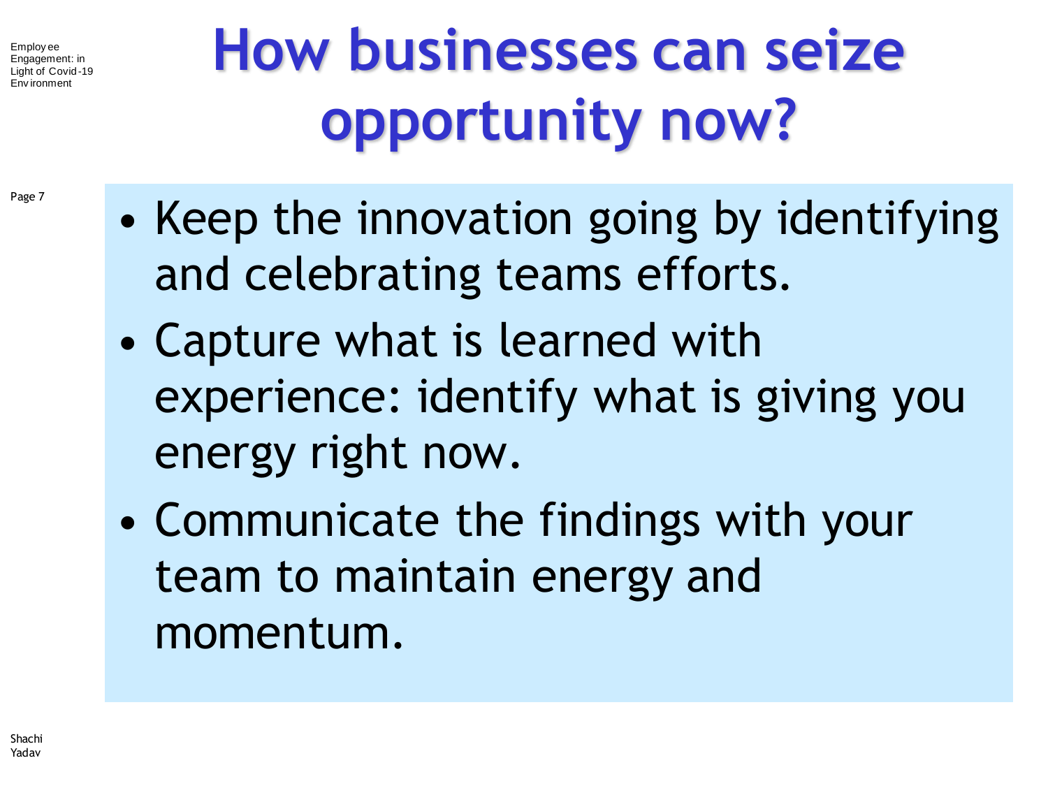# How businesses can seize opportunity now?

- Keep the innovation going by identifying and celebrating teams efforts.
- Capture what is learned with experience: identify what is giving you energy right now.
- Communicate the findings with your team to maintain energy and momentum.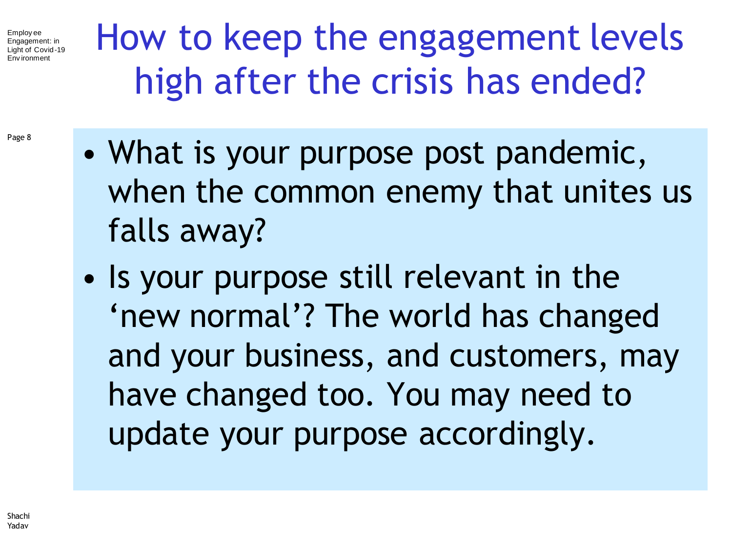# How to keep the engagement levels high after the crisis has ended?

- What is your purpose post pandemic, when the common enemy that unites us falls away?
- Is your purpose still relevant in the 'new normal'? The world has changed and your business, and customers, may have changed too. You may need to update your purpose accordingly.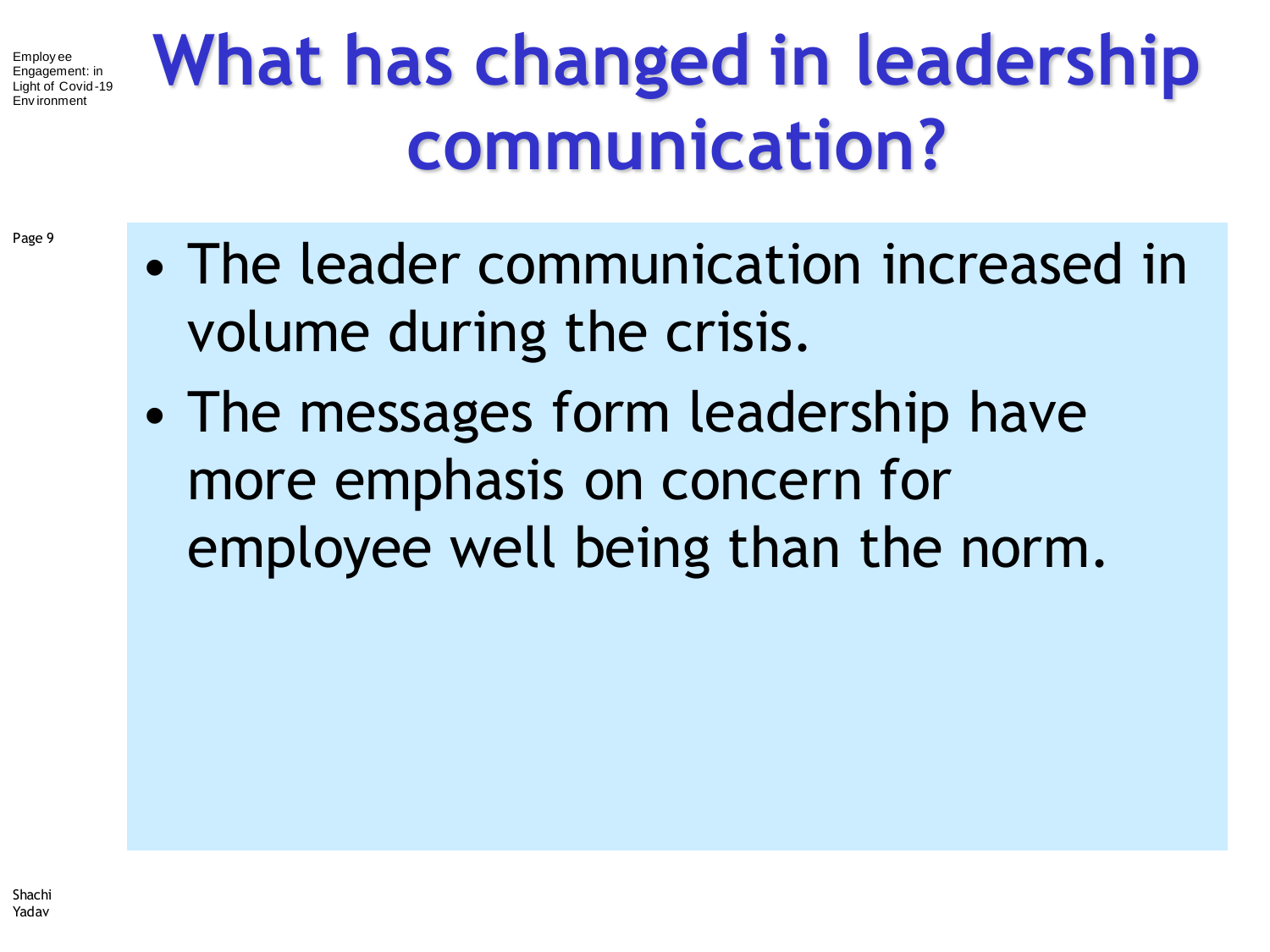# What has changed in leadership communication?

- The leader communication increased in volume during the crisis.
- The messages form leadership have more emphasis on concern for employee well being than the norm.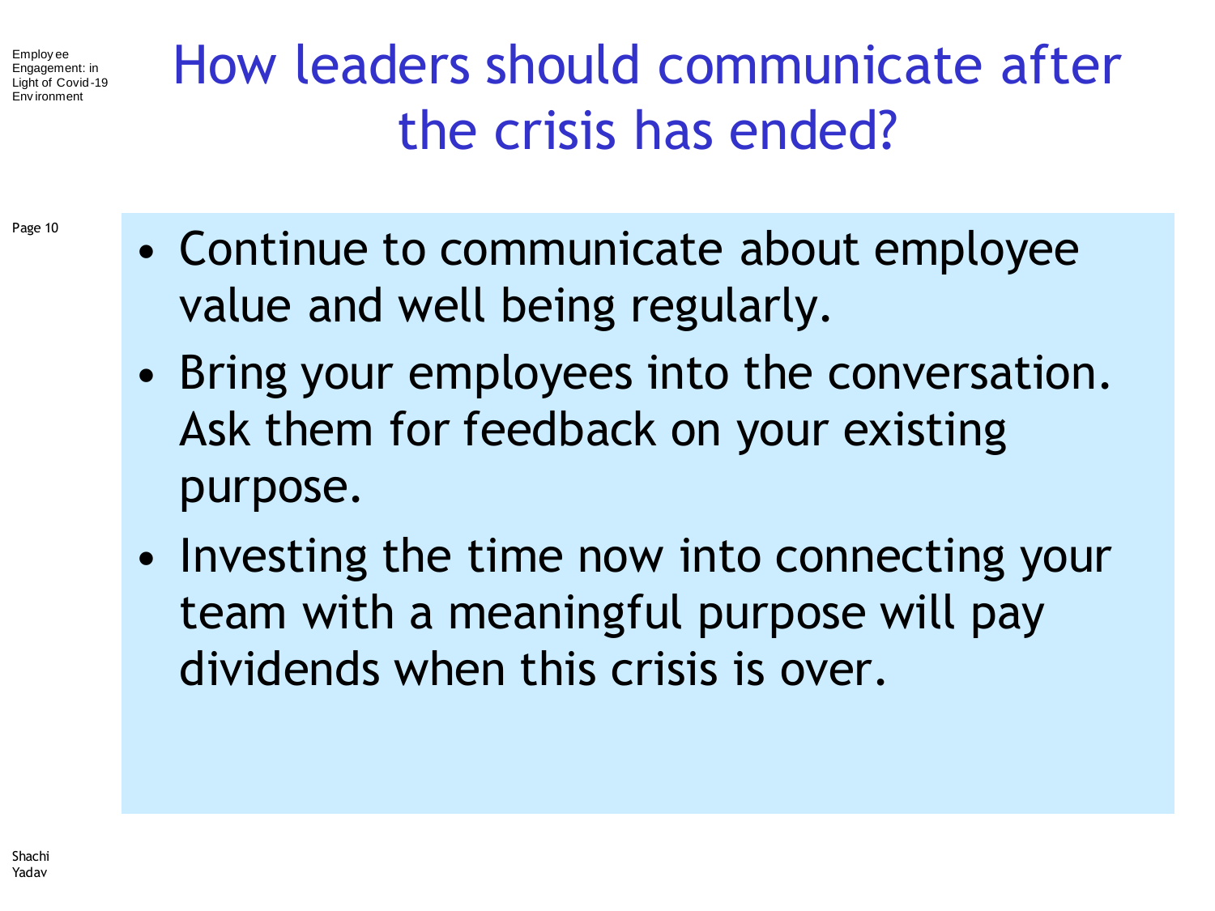# How leaders should communicate after the crisis has ended?

- Continue to communicate about employee value and well being regularly.
- Bring your employees into the conversation. Ask them for feedback on your existing purpose.
- Investing the time now into connecting your team with a meaningful purpose will pay dividends when this crisis is over.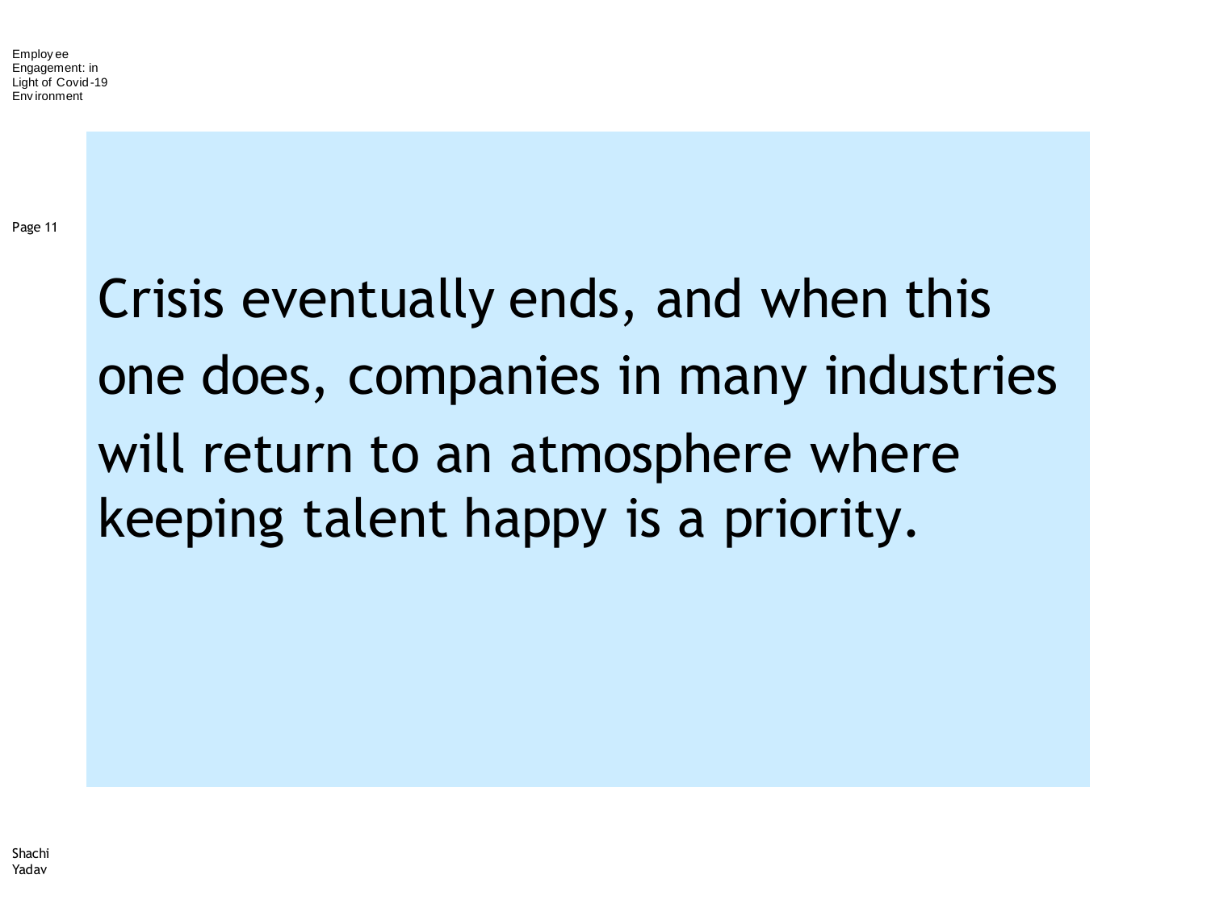Crisis eventually ends, and when this one does, companies in many industries will return to an atmosphere where keeping talent happy is a priority.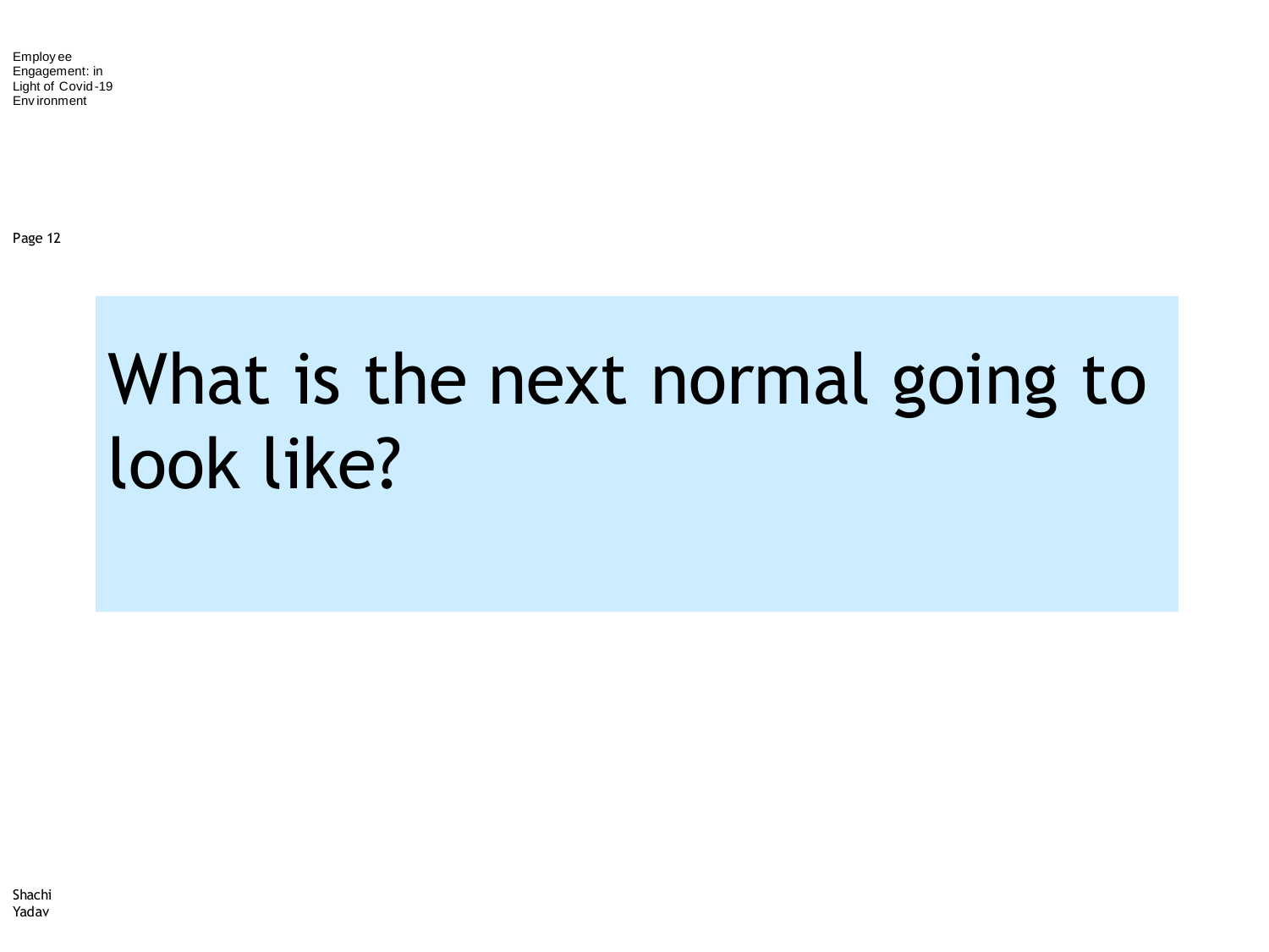# What is the next normal going to look like?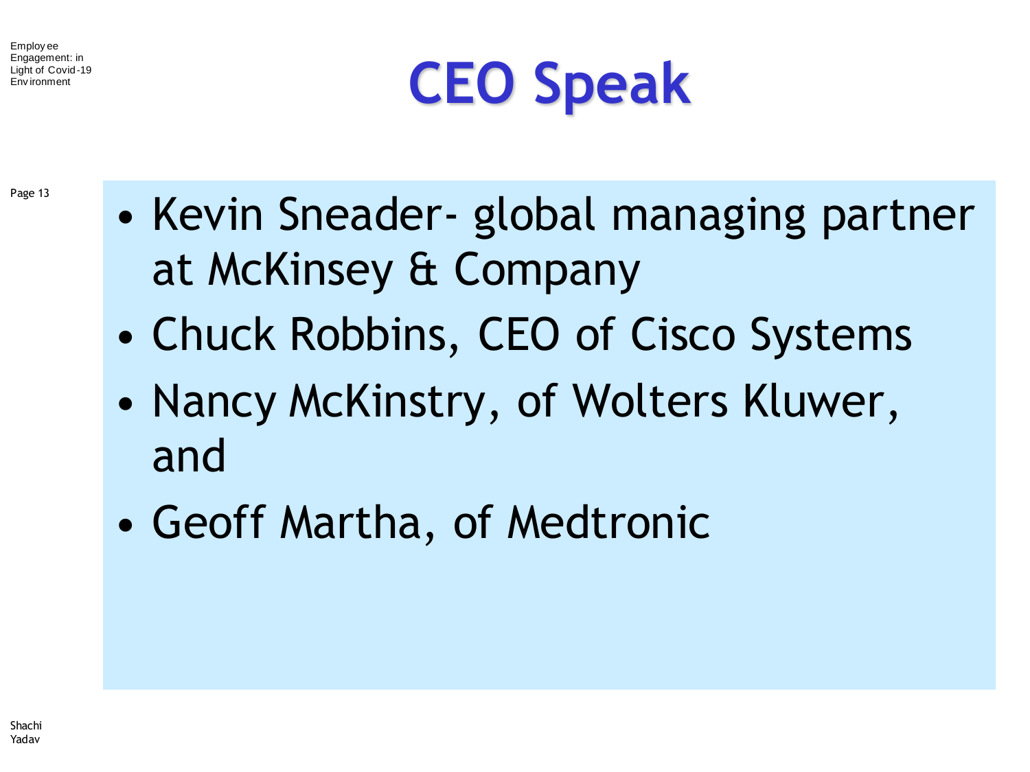# CEO Speak

- Kevin Sneader- global managing partner at McKinsey & Company
- Chuck Robbins, CEO of Cisco Systems
- Nancy McKinstry, of Wolters Kluwer, and
- Geoff Martha, of Medtronic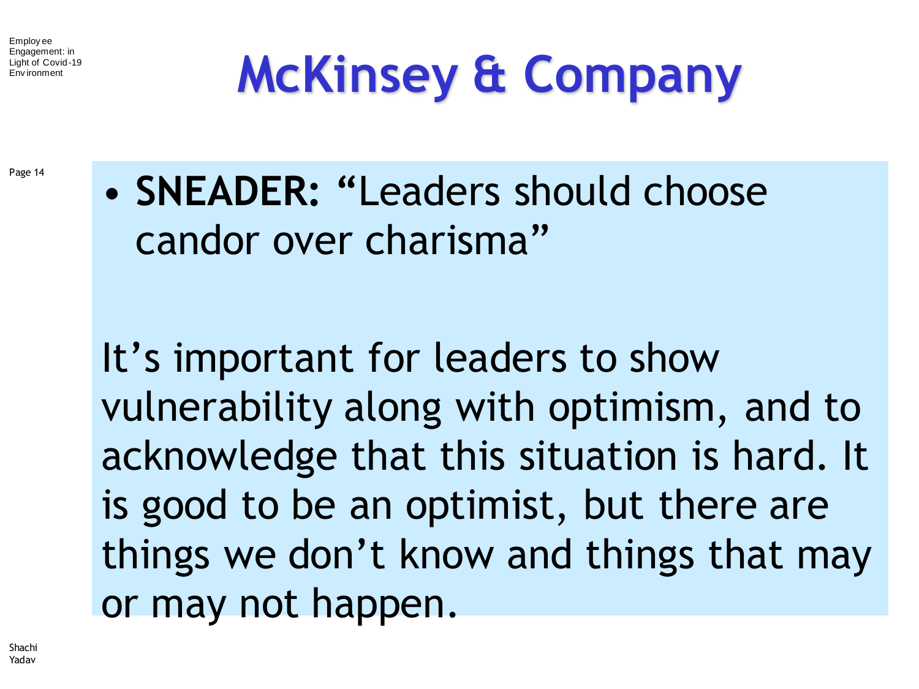# McKinsey & Company

- **SNEADER:** "Leaders should choose candor over charisma"

It's important for leaders to show vulnerability along with optimism, and to acknowledge that this situation is hard. It is good to be an optimist, but there are things we don't know and things that may or may not happen.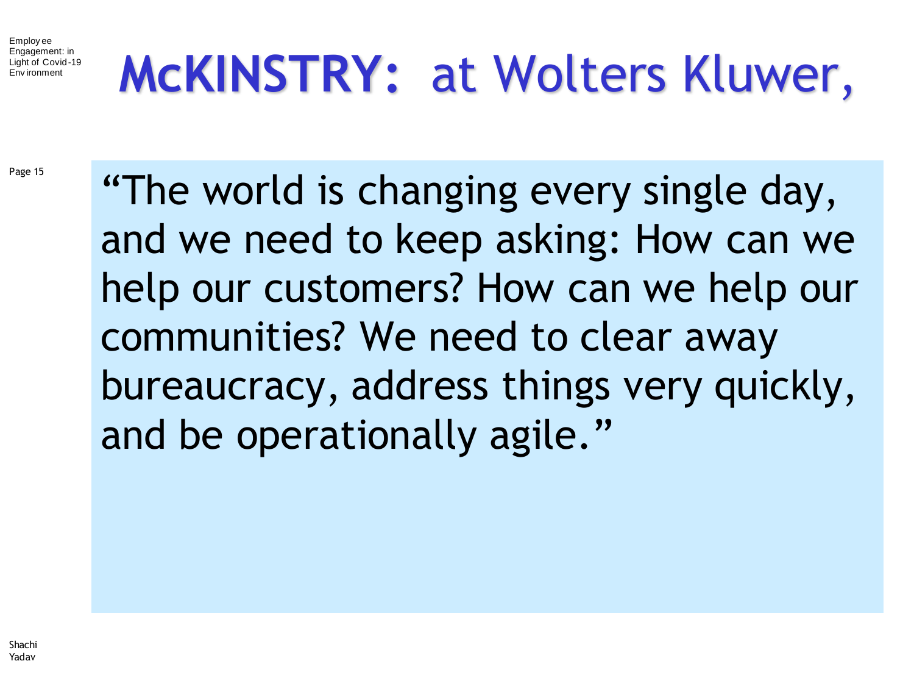# McKINSTRY: at Wolters Kluwer,

"The world is changing every single day, and we need to keep asking: How can we help our customers? How can we help our communities? We need to clear away bureaucracy, address things very quickly, and be operationally agile."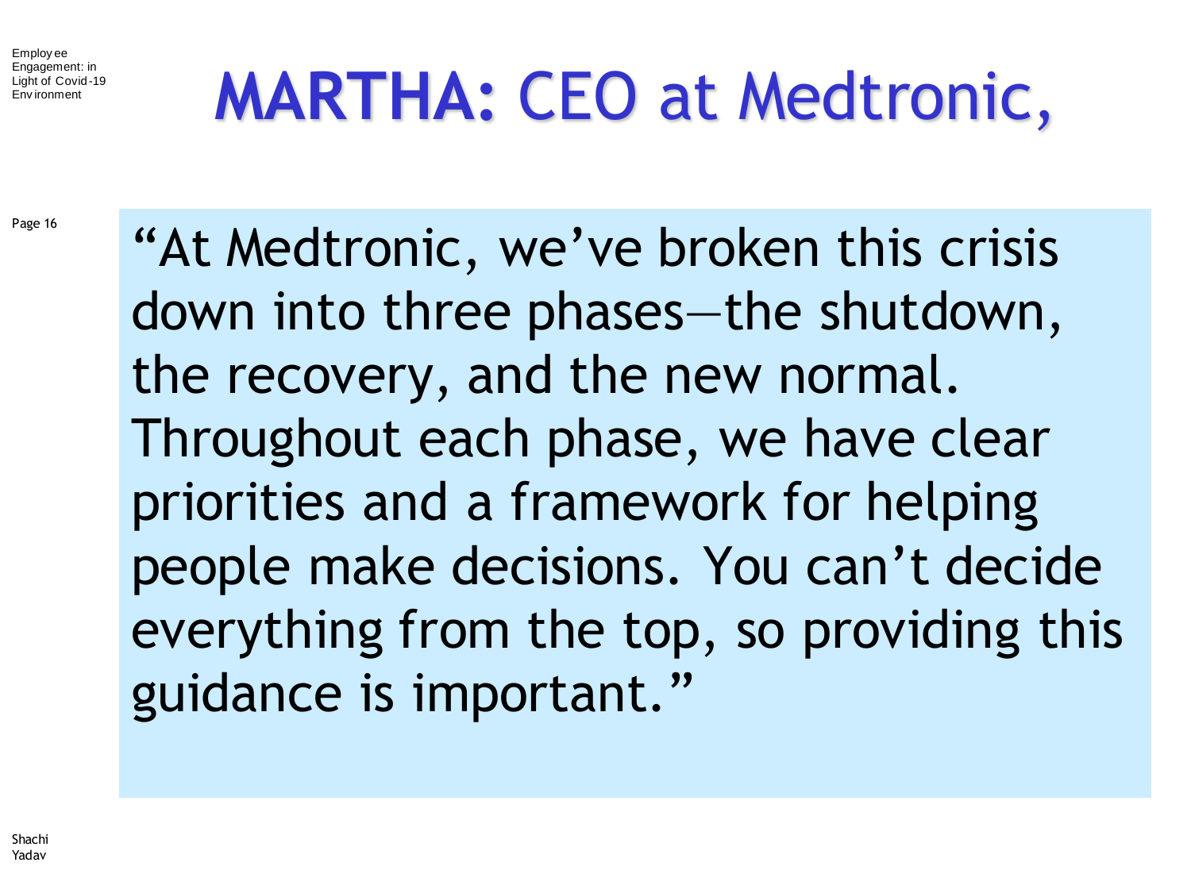# MARTHA: CEO at Medtronic,

"At Medtronic, we've broken this crisis down into three phases—the shutdown, the recovery, and the new normal. Throughout each phase, we have clear priorities and a framework for helping people make decisions. You can't decide everything from the top, so providing this guidance is important."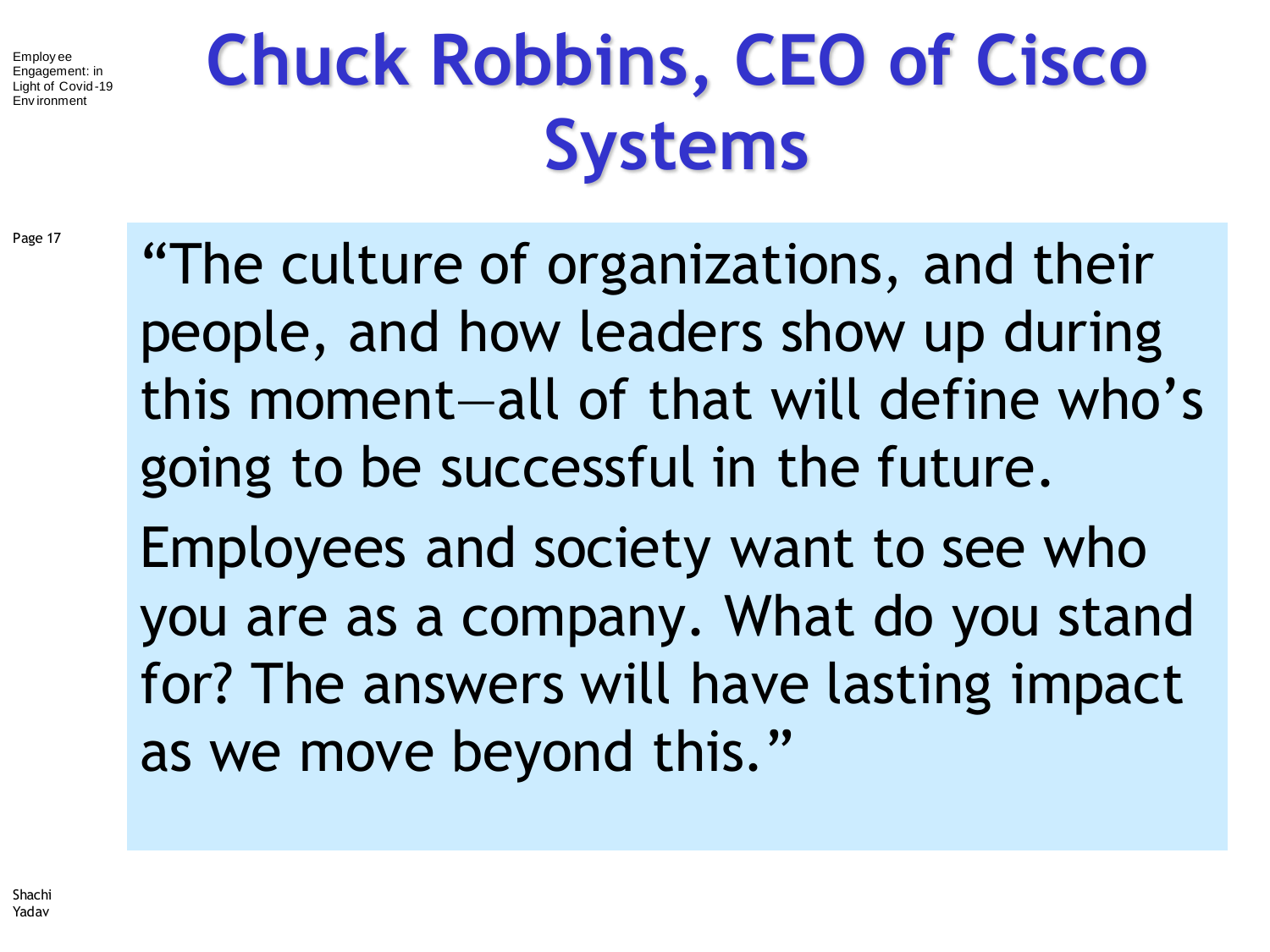# Chuck Robbins, CEO of Cisco Systems

"The culture of organizations, and their people, and how leaders show up during this moment—all of that will define who's going to be successful in the future.

Employees and society want to see who you are as a company. What do you stand for? The answers will have lasting impact as we move beyond this."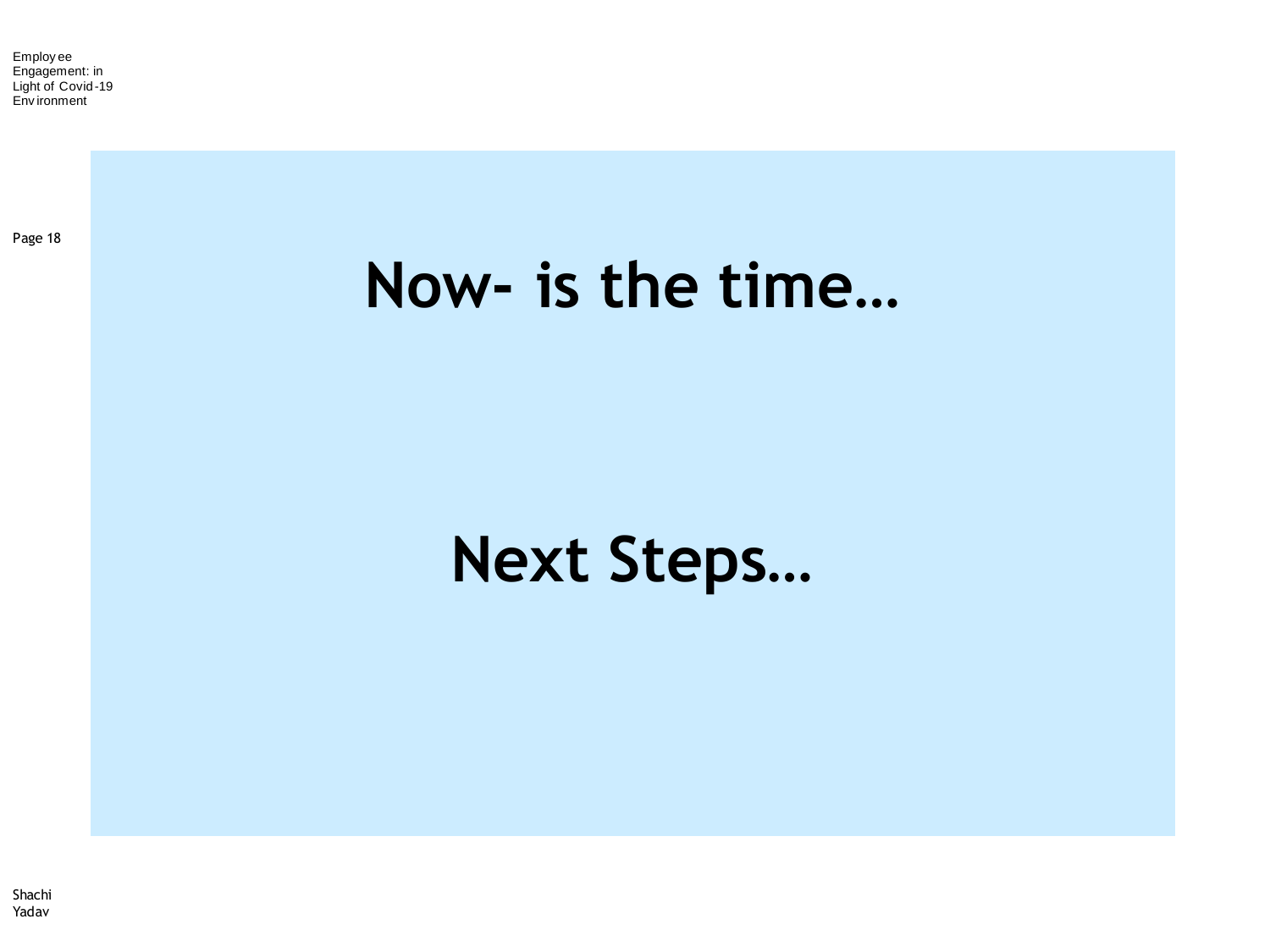# Now- is the time…

# Next Steps…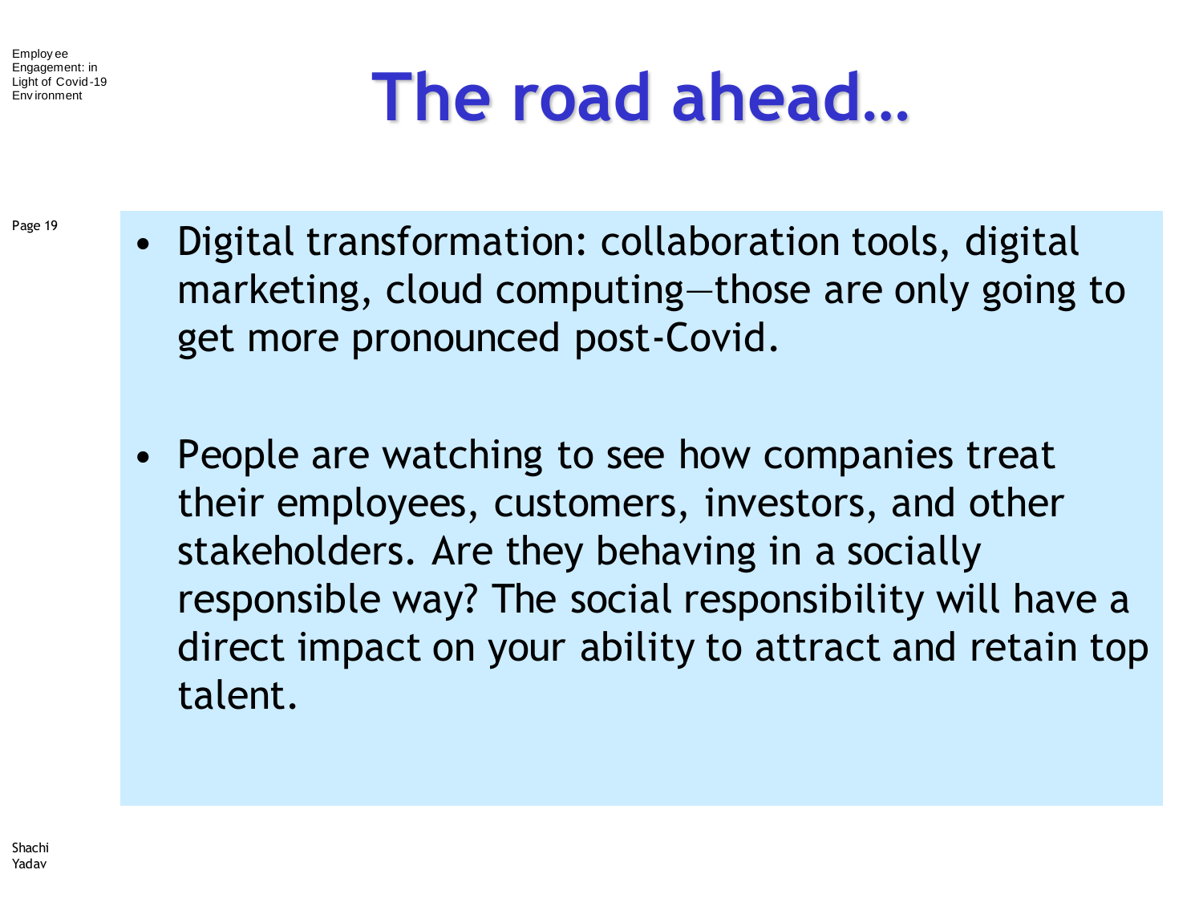# The road ahead…

- Digital transformation: collaboration tools, digital marketing, cloud computing—those are only going to get more pronounced post-Covid.

- People are watching to see how companies treat their employees, customers, investors, and other stakeholders. Are they behaving in a socially responsible way? The social responsibility will have a direct impact on your ability to attract and retain top talent.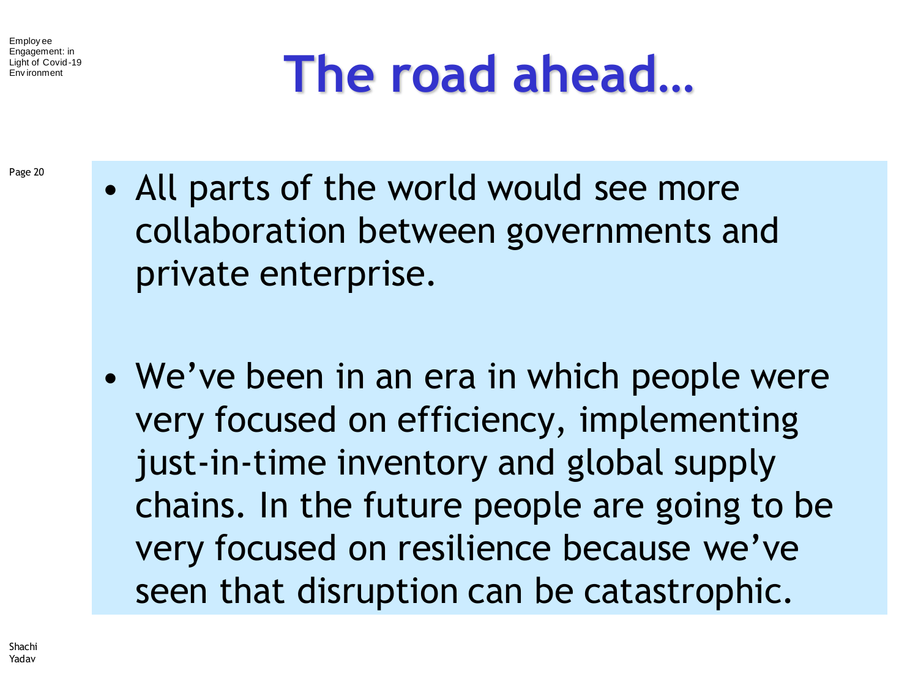# The road ahead…

- All parts of the world would see more collaboration between governments and private enterprise.

- We've been in an era in which people were very focused on efficiency, implementing just-in-time inventory and global supply chains. In the future people are going to be very focused on resilience because we've seen that disruption can be catastrophic.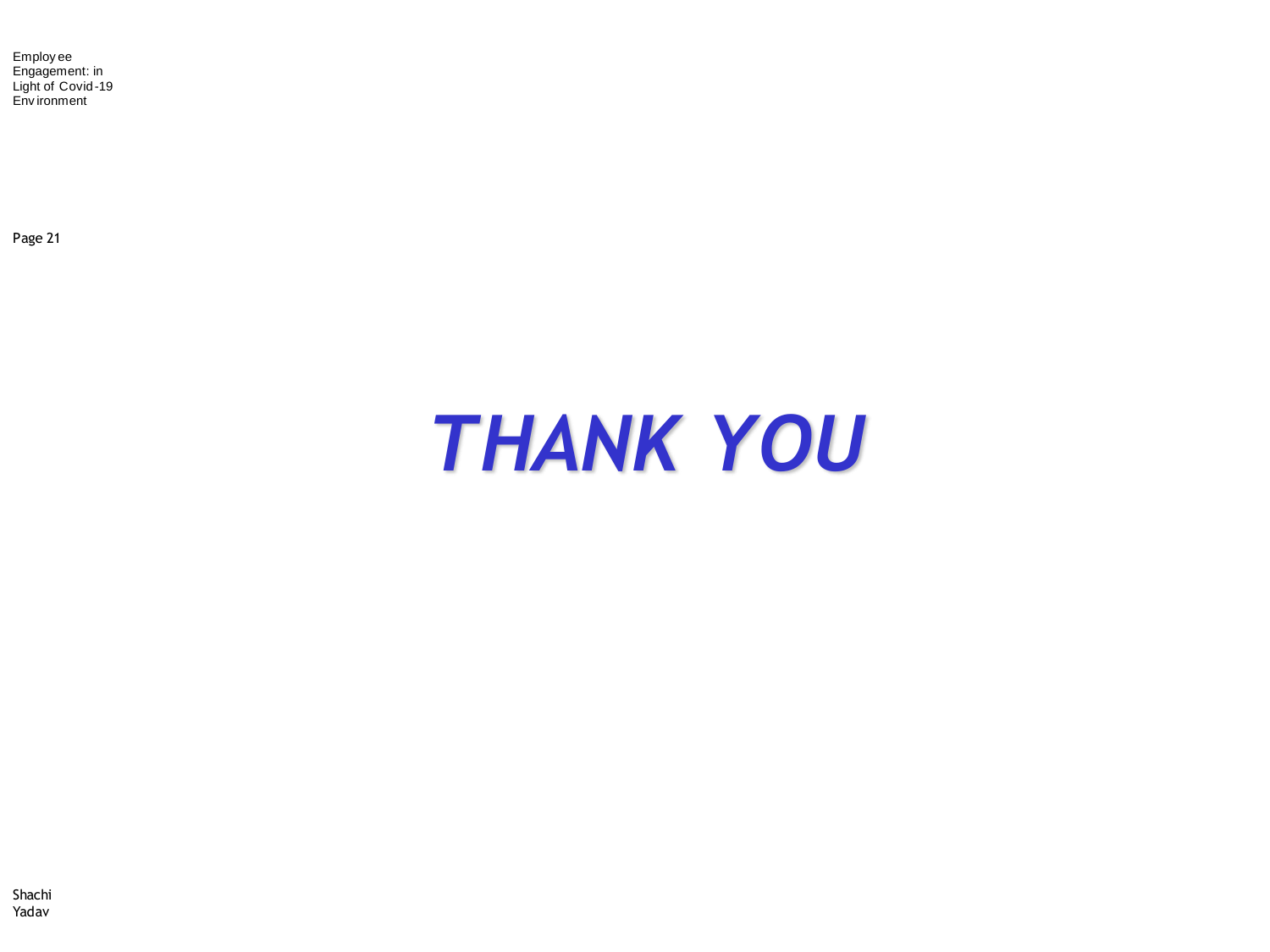# *THANK YOU*